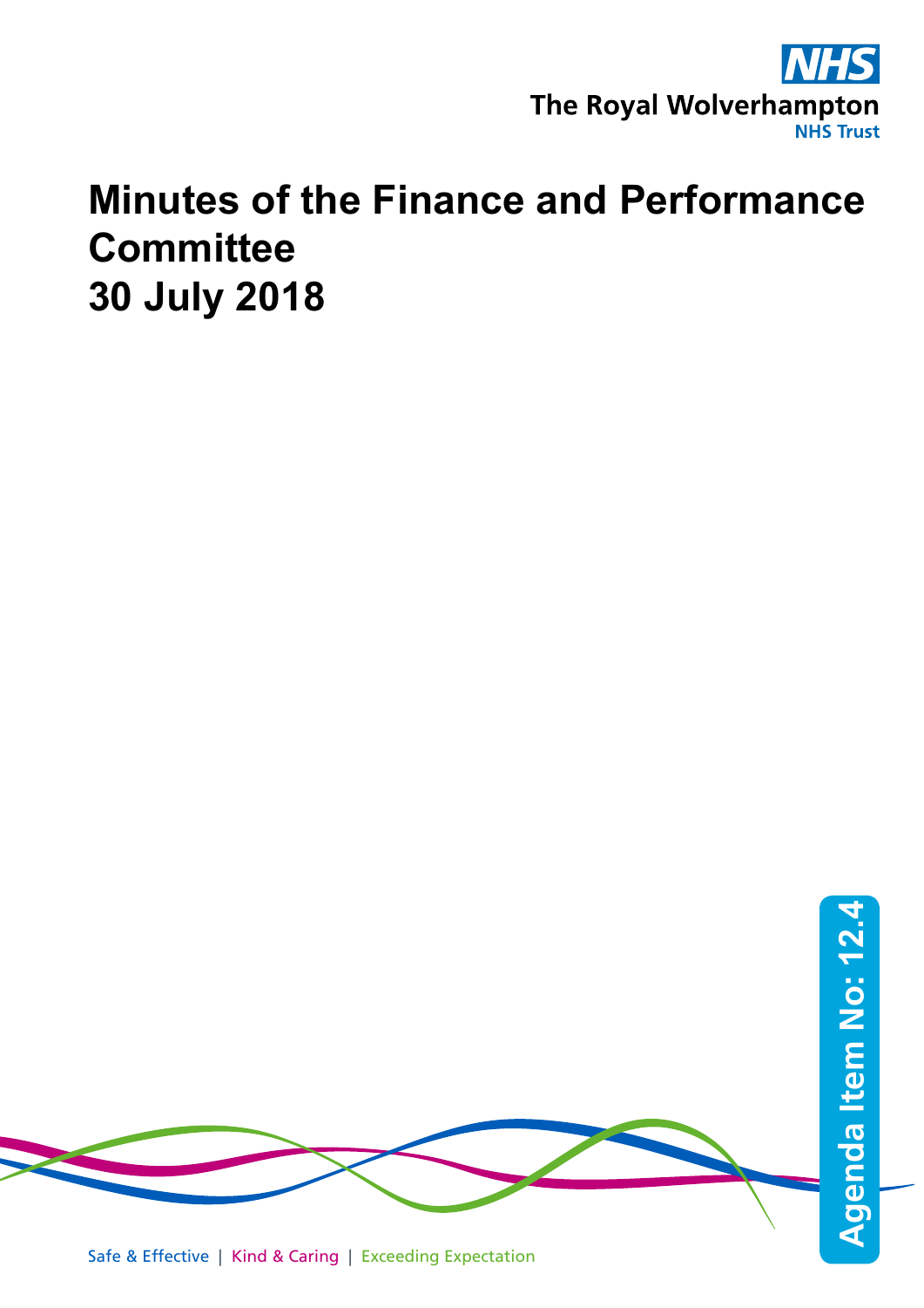The Royal Wolverhampton NHS Trust

# Minutes of the Finance and Performance Committee 30 July 2018

Agenda Item No: 12.4

Safe & Effective | Kind & Caring | Exceeding Expectation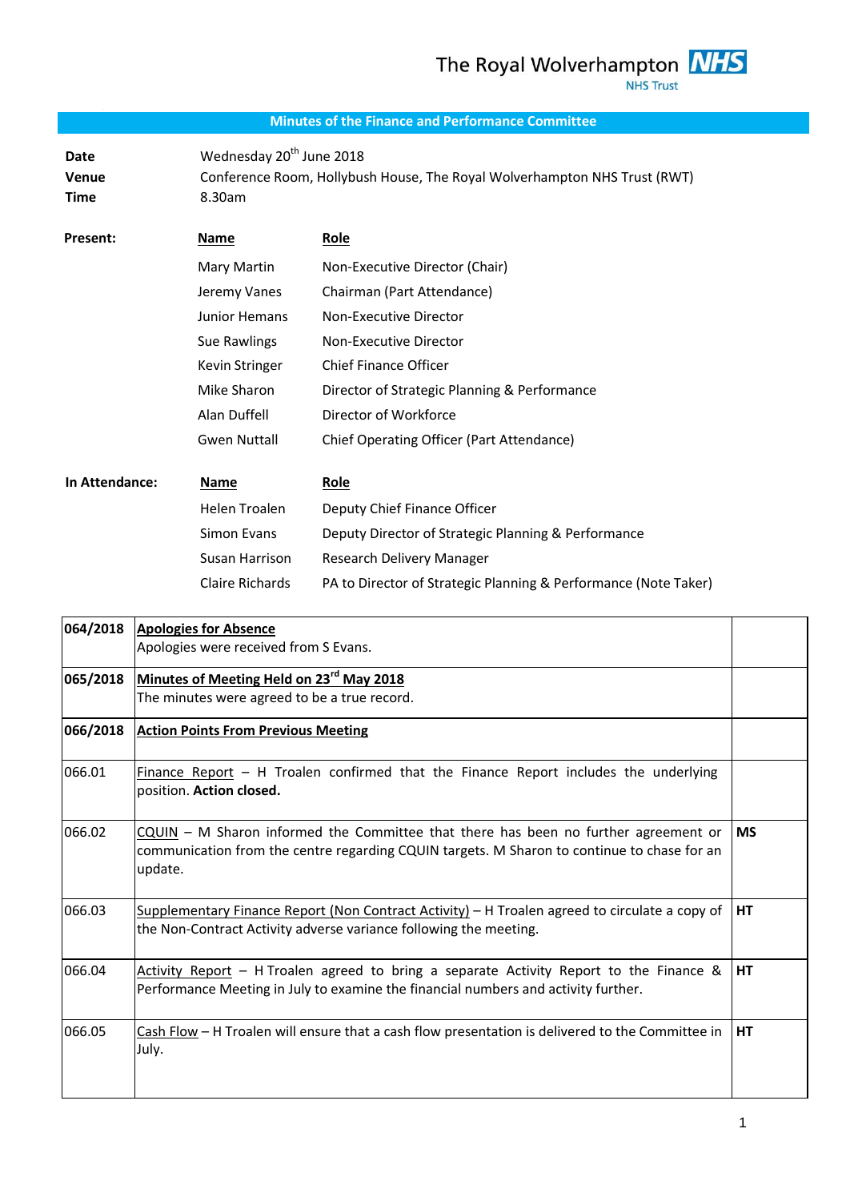The Royal Wolverhampton NHS Trust

## Minutes of the Finance and Performance Committee

| | |
|---|---|
| **Date** | Wednesday 20th June 2018 |
| **Venue** | Conference Room, Hollybush House, The Royal Wolverhampton NHS Trust (RWT) |
| **Time** | 8.30am |

**Present:**

| Name | Role |
|---|---|
| Mary Martin | Non-Executive Director (Chair) |
| Jeremy Vanes | Chairman (Part Attendance) |
| Junior Hemans | Non-Executive Director |
| Sue Rawlings | Non-Executive Director |
| Kevin Stringer | Chief Finance Officer |
| Mike Sharon | Director of Strategic Planning & Performance |
| Alan Duffell | Director of Workforce |
| Gwen Nuttall | Chief Operating Officer (Part Attendance) |

**In Attendance:**

| Name | Role |
|---|---|
| Helen Troalen | Deputy Chief Finance Officer |
| Simon Evans | Deputy Director of Strategic Planning & Performance |
| Susan Harrison | Research Delivery Manager |
| Claire Richards | PA to Director of Strategic Planning & Performance (Note Taker) |

| | | |
|---|---|---|
| **064/2018** | **Apologies for Absence**<br>Apologies were received from S Evans. | |
| **065/2018** | **Minutes of Meeting Held on 23rd May 2018**<br>The minutes were agreed to be a true record. | |
| **066/2018** | **Action Points From Previous Meeting** | |
| 066.01 | Finance Report – H Troalen confirmed that the Finance Report includes the underlying position. **Action closed.** | |
| 066.02 | CQUIN – M Sharon informed the Committee that there has been no further agreement or communication from the centre regarding CQUIN targets. M Sharon to continue to chase for an update. | **MS** |
| 066.03 | Supplementary Finance Report (Non Contract Activity) – H Troalen agreed to circulate a copy of the Non-Contract Activity adverse variance following the meeting. | **HT** |
| 066.04 | Activity Report – H Troalen agreed to bring a separate Activity Report to the Finance & Performance Meeting in July to examine the financial numbers and activity further. | **HT** |
| 066.05 | Cash Flow – H Troalen will ensure that a cash flow presentation is delivered to the Committee in July. | **HT** |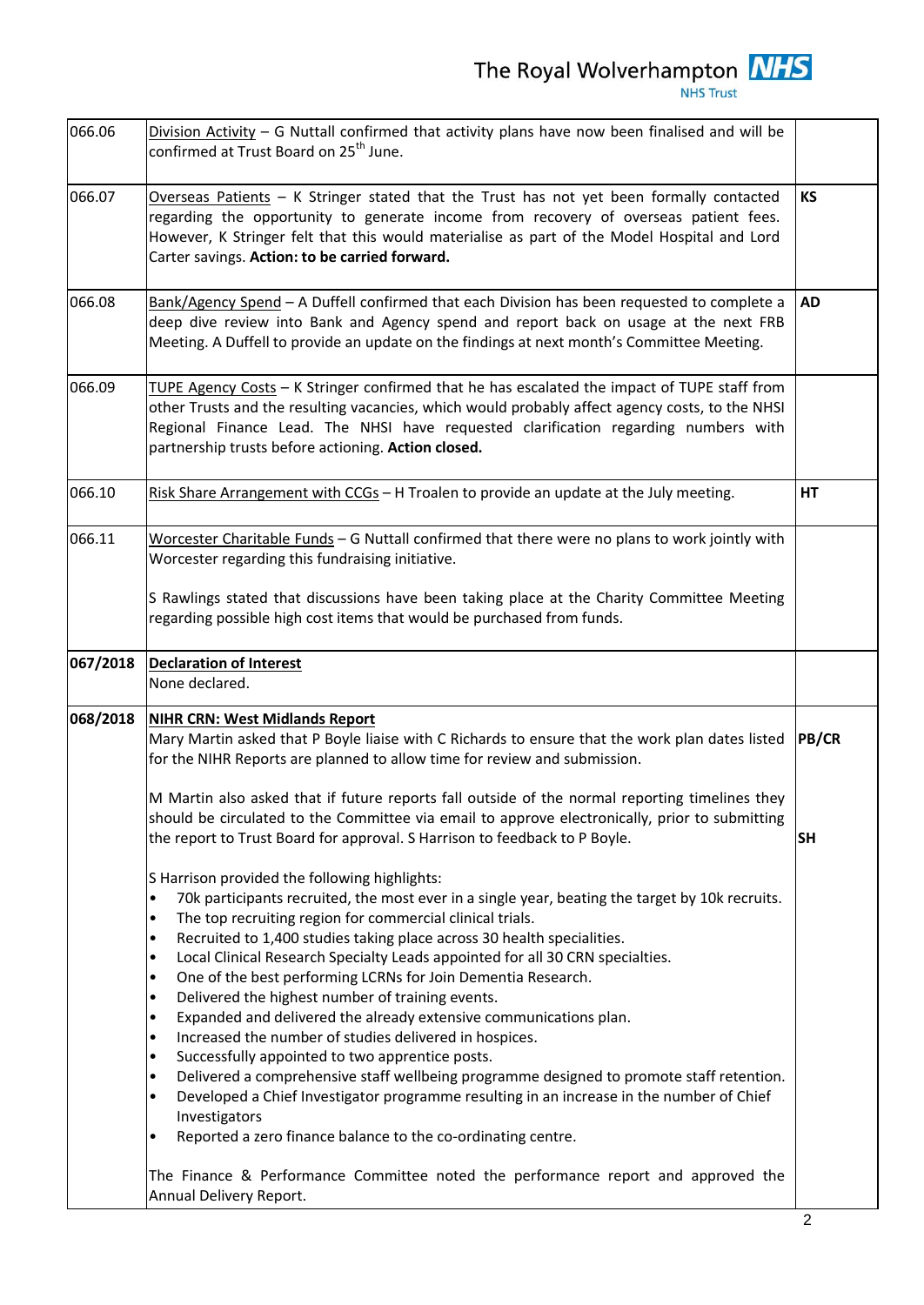| | | |
|---|---|---|
| 066.06 | Division Activity – G Nuttall confirmed that activity plans have now been finalised and will be confirmed at Trust Board on 25th June. | |
| 066.07 | Overseas Patients – K Stringer stated that the Trust has not yet been formally contacted regarding the opportunity to generate income from recovery of overseas patient fees. However, K Stringer felt that this would materialise as part of the Model Hospital and Lord Carter savings. **Action: to be carried forward.** | **KS** |
| 066.08 | Bank/Agency Spend – A Duffell confirmed that each Division has been requested to complete a deep dive review into Bank and Agency spend and report back on usage at the next FRB Meeting. A Duffell to provide an update on the findings at next month's Committee Meeting. | **AD** |
| 066.09 | TUPE Agency Costs – K Stringer confirmed that he has escalated the impact of TUPE staff from other Trusts and the resulting vacancies, which would probably affect agency costs, to the NHSI Regional Finance Lead. The NHSI have requested clarification regarding numbers with partnership trusts before actioning. **Action closed.** | |
| 066.10 | Risk Share Arrangement with CCGs – H Troalen to provide an update at the July meeting. | **HT** |
| 066.11 | Worcester Charitable Funds – G Nuttall confirmed that there were no plans to work jointly with Worcester regarding this fundraising initiative.<br><br>S Rawlings stated that discussions have been taking place at the Charity Committee Meeting regarding possible high cost items that would be purchased from funds. | |
| **067/2018** | **Declaration of Interest**<br>None declared. | |
| **068/2018** | **NIHR CRN: West Midlands Report**<br>Mary Martin asked that P Boyle liaise with C Richards to ensure that the work plan dates listed for the NIHR Reports are planned to allow time for review and submission.<br><br>M Martin also asked that if future reports fall outside of the normal reporting timelines they should be circulated to the Committee via email to approve electronically, prior to submitting the report to Trust Board for approval. S Harrison to feedback to P Boyle.<br><br>S Harrison provided the following highlights:<br>• 70k participants recruited, the most ever in a single year, beating the target by 10k recruits.<br>• The top recruiting region for commercial clinical trials.<br>• Recruited to 1,400 studies taking place across 30 health specialities.<br>• Local Clinical Research Specialty Leads appointed for all 30 CRN specialties.<br>• One of the best performing LCRNs for Join Dementia Research.<br>• Delivered the highest number of training events.<br>• Expanded and delivered the already extensive communications plan.<br>• Increased the number of studies delivered in hospices.<br>• Successfully appointed to two apprentice posts.<br>• Delivered a comprehensive staff wellbeing programme designed to promote staff retention.<br>• Developed a Chief Investigator programme resulting in an increase in the number of Chief Investigators<br>• Reported a zero finance balance to the co-ordinating centre.<br><br>The Finance & Performance Committee noted the performance report and approved the Annual Delivery Report. | **PB/CR**<br><br><br><br>**SH** |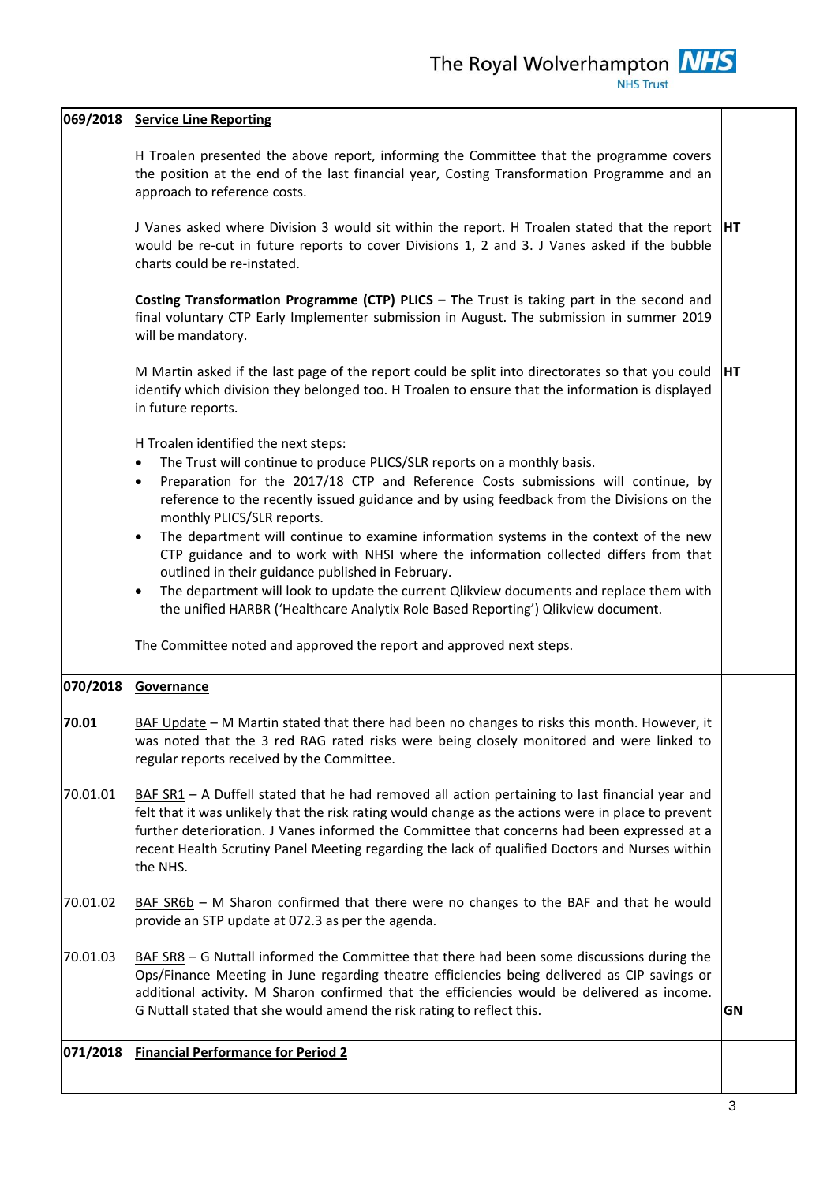| | | |
|---|---|---|
| **069/2018** | **Service Line Reporting** | |
| | H Troalen presented the above report, informing the Committee that the programme covers the position at the end of the last financial year, Costing Transformation Programme and an approach to reference costs. | |
| | J Vanes asked where Division 3 would sit within the report. H Troalen stated that the report would be re-cut in future reports to cover Divisions 1, 2 and 3. J Vanes asked if the bubble charts could be re-instated. | **HT** |
| | **Costing Transformation Programme (CTP) PLICS – T**he Trust is taking part in the second and final voluntary CTP Early Implementer submission in August. The submission in summer 2019 will be mandatory. | |
| | M Martin asked if the last page of the report could be split into directorates so that you could identify which division they belonged too. H Troalen to ensure that the information is displayed in future reports. | **HT** |
| | H Troalen identified the next steps:<br>• The Trust will continue to produce PLICS/SLR reports on a monthly basis.<br>• Preparation for the 2017/18 CTP and Reference Costs submissions will continue, by reference to the recently issued guidance and by using feedback from the Divisions on the monthly PLICS/SLR reports.<br>• The department will continue to examine information systems in the context of the new CTP guidance and to work with NHSI where the information collected differs from that outlined in their guidance published in February.<br>• The department will look to update the current Qlikview documents and replace them with the unified HARBR ('Healthcare Analytix Role Based Reporting') Qlikview document. | |
| | The Committee noted and approved the report and approved next steps. | |
| **070/2018** | **Governance** | |
| **70.01** | BAF Update – M Martin stated that there had been no changes to risks this month. However, it was noted that the 3 red RAG rated risks were being closely monitored and were linked to regular reports received by the Committee. | |
| 70.01.01 | BAF SR1 – A Duffell stated that he had removed all action pertaining to last financial year and felt that it was unlikely that the risk rating would change as the actions were in place to prevent further deterioration. J Vanes informed the Committee that concerns had been expressed at a recent Health Scrutiny Panel Meeting regarding the lack of qualified Doctors and Nurses within the NHS. | |
| 70.01.02 | BAF SR6b – M Sharon confirmed that there were no changes to the BAF and that he would provide an STP update at 072.3 as per the agenda. | |
| 70.01.03 | BAF SR8 – G Nuttall informed the Committee that there had been some discussions during the Ops/Finance Meeting in June regarding theatre efficiencies being delivered as CIP savings or additional activity. M Sharon confirmed that the efficiencies would be delivered as income. G Nuttall stated that she would amend the risk rating to reflect this. | **GN** |
| **071/2018** | **Financial Performance for Period 2** | |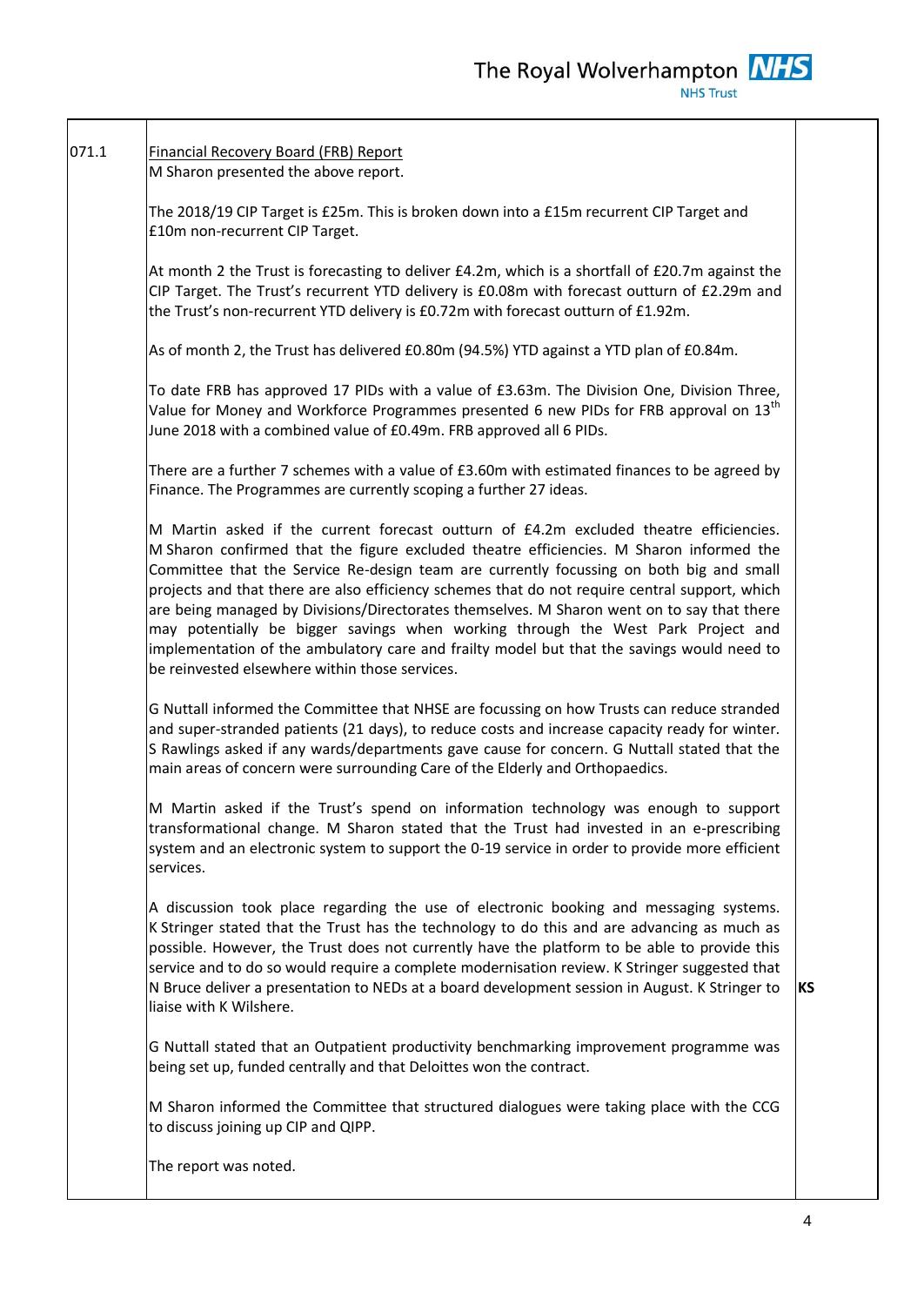| | | |
|---|---|---|
| 071.1 | <u>Financial Recovery Board (FRB) Report</u><br>M Sharon presented the above report.<br><br>The 2018/19 CIP Target is £25m. This is broken down into a £15m recurrent CIP Target and £10m non-recurrent CIP Target.<br><br>At month 2 the Trust is forecasting to deliver £4.2m, which is a shortfall of £20.7m against the CIP Target. The Trust's recurrent YTD delivery is £0.08m with forecast outturn of £2.29m and the Trust's non-recurrent YTD delivery is £0.72m with forecast outturn of £1.92m.<br><br>As of month 2, the Trust has delivered £0.80m (94.5%) YTD against a YTD plan of £0.84m.<br><br>To date FRB has approved 17 PIDs with a value of £3.63m. The Division One, Division Three, Value for Money and Workforce Programmes presented 6 new PIDs for FRB approval on 13th June 2018 with a combined value of £0.49m. FRB approved all 6 PIDs.<br><br>There are a further 7 schemes with a value of £3.60m with estimated finances to be agreed by Finance. The Programmes are currently scoping a further 27 ideas.<br><br>M Martin asked if the current forecast outturn of £4.2m excluded theatre efficiencies. M Sharon confirmed that the figure excluded theatre efficiencies. M Sharon informed the Committee that the Service Re-design team are currently focussing on both big and small projects and that there are also efficiency schemes that do not require central support, which are being managed by Divisions/Directorates themselves. M Sharon went on to say that there may potentially be bigger savings when working through the West Park Project and implementation of the ambulatory care and frailty model but that the savings would need to be reinvested elsewhere within those services.<br><br>G Nuttall informed the Committee that NHSE are focussing on how Trusts can reduce stranded and super-stranded patients (21 days), to reduce costs and increase capacity ready for winter. S Rawlings asked if any wards/departments gave cause for concern. G Nuttall stated that the main areas of concern were surrounding Care of the Elderly and Orthopaedics.<br><br>M Martin asked if the Trust's spend on information technology was enough to support transformational change. M Sharon stated that the Trust had invested in an e-prescribing system and an electronic system to support the 0-19 service in order to provide more efficient services.<br><br>A discussion took place regarding the use of electronic booking and messaging systems. K Stringer stated that the Trust has the technology to do this and are advancing as much as possible. However, the Trust does not currently have the platform to be able to provide this service and to do so would require a complete modernisation review. K Stringer suggested that N Bruce deliver a presentation to NEDs at a board development session in August. K Stringer to liaise with K Wilshere.<br><br>G Nuttall stated that an Outpatient productivity benchmarking improvement programme was being set up, funded centrally and that Deloittes won the contract.<br><br>M Sharon informed the Committee that structured dialogues were taking place with the CCG to discuss joining up CIP and QIPP.<br><br>The report was noted. | **KS** |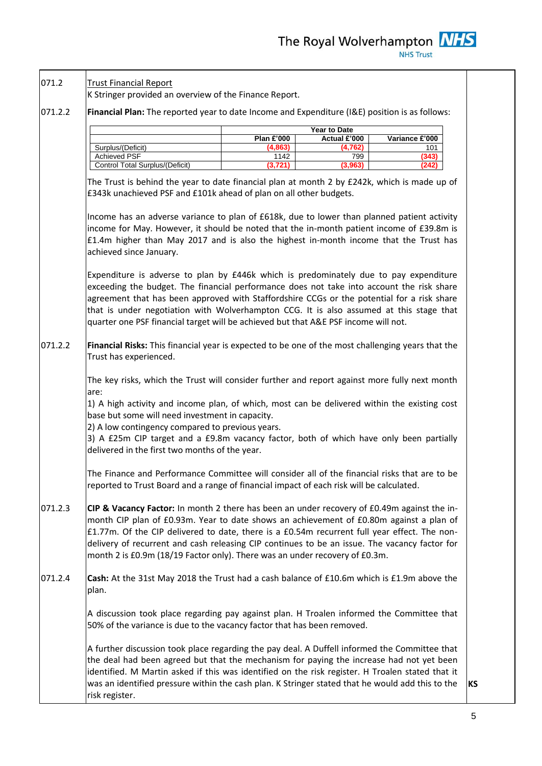071.2 **Trust Financial Report**

K Stringer provided an overview of the Finance Report.

071.2.2 **Financial Plan:** The reported year to date Income and Expenditure (I&E) position is as follows:

| | Year to Date | | |
|---|---|---|---|
| | Plan £'000 | Actual £'000 | Variance £'000 |
| Surplus/(Deficit) | (4,863) | (4,762) | 101 |
| Achieved PSF | 1142 | 799 | (343) |
| Control Total Surplus/(Deficit) | (3,721) | (3,963) | (242) |

The Trust is behind the year to date financial plan at month 2 by £242k, which is made up of £343k unachieved PSF and £101k ahead of plan on all other budgets.

Income has an adverse variance to plan of £618k, due to lower than planned patient activity income for May. However, it should be noted that the in-month patient income of £39.8m is £1.4m higher than May 2017 and is also the highest in-month income that the Trust has achieved since January.

Expenditure is adverse to plan by £446k which is predominately due to pay expenditure exceeding the budget. The financial performance does not take into account the risk share agreement that has been approved with Staffordshire CCGs or the potential for a risk share that is under negotiation with Wolverhampton CCG. It is also assumed at this stage that quarter one PSF financial target will be achieved but that A&E PSF income will not.

071.2.2 **Financial Risks:** This financial year is expected to be one of the most challenging years that the Trust has experienced.

The key risks, which the Trust will consider further and report against more fully next month are:

1) A high activity and income plan, of which, most can be delivered within the existing cost base but some will need investment in capacity.
2) A low contingency compared to previous years.
3) A £25m CIP target and a £9.8m vacancy factor, both of which have only been partially delivered in the first two months of the year.

The Finance and Performance Committee will consider all of the financial risks that are to be reported to Trust Board and a range of financial impact of each risk will be calculated.

071.2.3 **CIP & Vacancy Factor:** In month 2 there has been an under recovery of £0.49m against the in-month CIP plan of £0.93m. Year to date shows an achievement of £0.80m against a plan of £1.77m. Of the CIP delivered to date, there is a £0.54m recurrent full year effect. The non-delivery of recurrent and cash releasing CIP continues to be an issue. The vacancy factor for month 2 is £0.9m (18/19 Factor only). There was an under recovery of £0.3m.

071.2.4 **Cash:** At the 31st May 2018 the Trust had a cash balance of £10.6m which is £1.9m above the plan.

A discussion took place regarding pay against plan. H Troalen informed the Committee that 50% of the variance is due to the vacancy factor that has been removed.

A further discussion took place regarding the pay deal. A Duffell informed the Committee that the deal had been agreed but that the mechanism for paying the increase had not yet been identified. M Martin asked if this was identified on the risk register. H Troalen stated that it was an identified pressure within the cash plan. K Stringer stated that he would add this to the risk register. **KS**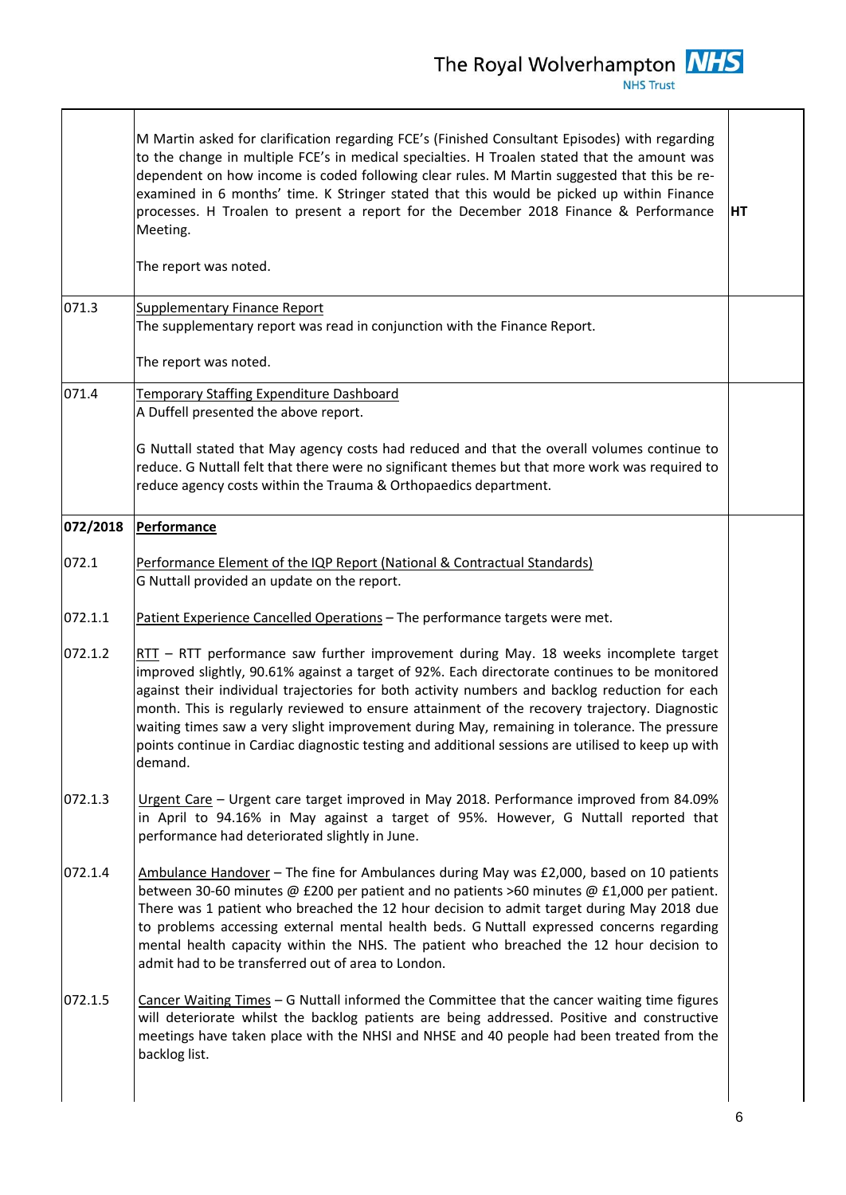| | | |
|---|---|---|
| | M Martin asked for clarification regarding FCE's (Finished Consultant Episodes) with regarding to the change in multiple FCE's in medical specialties. H Troalen stated that the amount was dependent on how income is coded following clear rules. M Martin suggested that this be re-examined in 6 months' time. K Stringer stated that this would be picked up within Finance processes. H Troalen to present a report for the December 2018 Finance & Performance Meeting.<br><br>The report was noted. | **HT** |
| 071.3 | <u>Supplementary Finance Report</u><br>The supplementary report was read in conjunction with the Finance Report.<br><br>The report was noted. | |
| 071.4 | <u>Temporary Staffing Expenditure Dashboard</u><br>A Duffell presented the above report.<br><br>G Nuttall stated that May agency costs had reduced and that the overall volumes continue to reduce. G Nuttall felt that there were no significant themes but that more work was required to reduce agency costs within the Trauma & Orthopaedics department. | |
| **072/2018** | **<u>Performance</u>**<br><br> | |
| 072.1 | <u>Performance Element of the IQP Report (National & Contractual Standards)</u><br>G Nuttall provided an update on the report. | |
| 072.1.1 | <u>Patient Experience Cancelled Operations</u> – The performance targets were met. | |
| 072.1.2 | <u>RTT</u> – RTT performance saw further improvement during May. 18 weeks incomplete target improved slightly, 90.61% against a target of 92%. Each directorate continues to be monitored against their individual trajectories for both activity numbers and backlog reduction for each month. This is regularly reviewed to ensure attainment of the recovery trajectory. Diagnostic waiting times saw a very slight improvement during May, remaining in tolerance. The pressure points continue in Cardiac diagnostic testing and additional sessions are utilised to keep up with demand. | |
| 072.1.3 | <u>Urgent Care</u> – Urgent care target improved in May 2018. Performance improved from 84.09% in April to 94.16% in May against a target of 95%. However, G Nuttall reported that performance had deteriorated slightly in June. | |
| 072.1.4 | <u>Ambulance Handover</u> – The fine for Ambulances during May was £2,000, based on 10 patients between 30-60 minutes @ £200 per patient and no patients >60 minutes @ £1,000 per patient. There was 1 patient who breached the 12 hour decision to admit target during May 2018 due to problems accessing external mental health beds. G Nuttall expressed concerns regarding mental health capacity within the NHS. The patient who breached the 12 hour decision to admit had to be transferred out of area to London. | |
| 072.1.5 | <u>Cancer Waiting Times</u> – G Nuttall informed the Committee that the cancer waiting time figures will deteriorate whilst the backlog patients are being addressed. Positive and constructive meetings have taken place with the NHSI and NHSE and 40 people had been treated from the backlog list. | |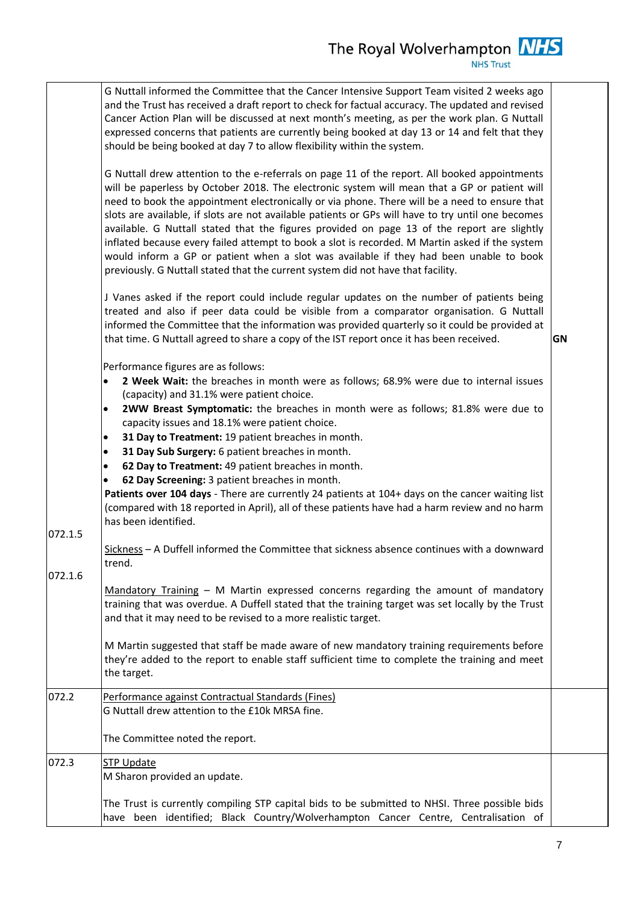| | | |
|---|---|---|
| | G Nuttall informed the Committee that the Cancer Intensive Support Team visited 2 weeks ago and the Trust has received a draft report to check for factual accuracy. The updated and revised Cancer Action Plan will be discussed at next month's meeting, as per the work plan. G Nuttall expressed concerns that patients are currently being booked at day 13 or 14 and felt that they should be being booked at day 7 to allow flexibility within the system.<br><br>G Nuttall drew attention to the e-referrals on page 11 of the report. All booked appointments will be paperless by October 2018. The electronic system will mean that a GP or patient will need to book the appointment electronically or via phone. There will be a need to ensure that slots are available, if slots are not available patients or GPs will have to try until one becomes available. G Nuttall stated that the figures provided on page 13 of the report are slightly inflated because every failed attempt to book a slot is recorded. M Martin asked if the system would inform a GP or patient when a slot was available if they had been unable to book previously. G Nuttall stated that the current system did not have that facility.<br><br>J Vanes asked if the report could include regular updates on the number of patients being treated and also if peer data could be visible from a comparator organisation. G Nuttall informed the Committee that the information was provided quarterly so it could be provided at that time. G Nuttall agreed to share a copy of the IST report once it has been received. | **GN** |
| 072.1.5<br><br>072.1.6 | Performance figures are as follows:<br>• **2 Week Wait:** the breaches in month were as follows; 68.9% were due to internal issues (capacity) and 31.1% were patient choice.<br>• **2WW Breast Symptomatic:** the breaches in month were as follows; 81.8% were due to capacity issues and 18.1% were patient choice.<br>• **31 Day to Treatment:** 19 patient breaches in month.<br>• **31 Day Sub Surgery:** 6 patient breaches in month.<br>• **62 Day to Treatment:** 49 patient breaches in month.<br>• **62 Day Screening:** 3 patient breaches in month.<br>**Patients over 104 days** - There are currently 24 patients at 104+ days on the cancer waiting list (compared with 18 reported in April), all of these patients have had a harm review and no harm has been identified.<br><br>Sickness – A Duffell informed the Committee that sickness absence continues with a downward trend.<br><br>Mandatory Training – M Martin expressed concerns regarding the amount of mandatory training that was overdue. A Duffell stated that the training target was set locally by the Trust and that it may need to be revised to a more realistic target.<br><br>M Martin suggested that staff be made aware of new mandatory training requirements before they're added to the report to enable staff sufficient time to complete the training and meet the target. | |
| 072.2 | Performance against Contractual Standards (Fines)<br>G Nuttall drew attention to the £10k MRSA fine.<br><br>The Committee noted the report. | |
| 072.3 | STP Update<br>M Sharon provided an update.<br><br>The Trust is currently compiling STP capital bids to be submitted to NHSI. Three possible bids have been identified; Black Country/Wolverhampton Cancer Centre, Centralisation of | |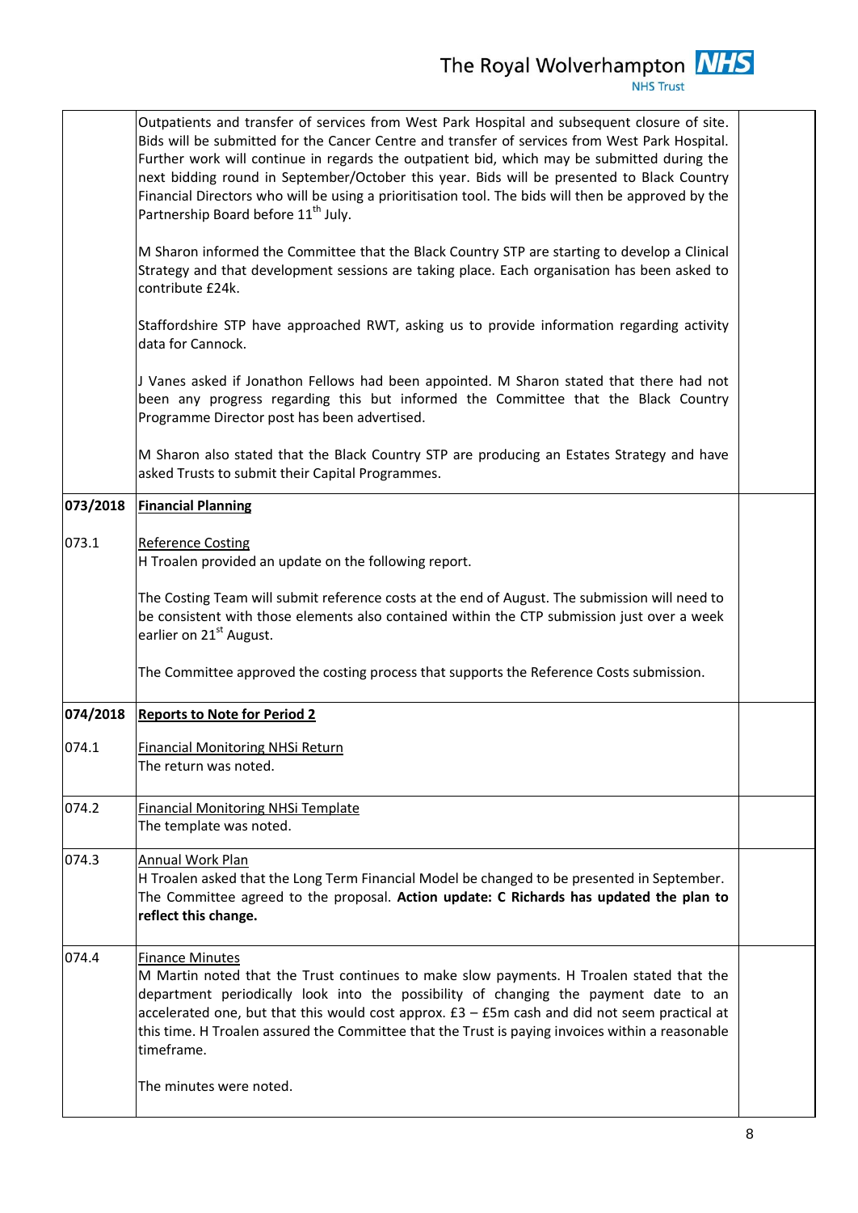| | | |
|---|---|---|
| | Outpatients and transfer of services from West Park Hospital and subsequent closure of site. Bids will be submitted for the Cancer Centre and transfer of services from West Park Hospital. Further work will continue in regards the outpatient bid, which may be submitted during the next bidding round in September/October this year. Bids will be presented to Black Country Financial Directors who will be using a prioritisation tool. The bids will then be approved by the Partnership Board before 11th July.<br><br>M Sharon informed the Committee that the Black Country STP are starting to develop a Clinical Strategy and that development sessions are taking place. Each organisation has been asked to contribute £24k.<br><br>Staffordshire STP have approached RWT, asking us to provide information regarding activity data for Cannock.<br><br>J Vanes asked if Jonathon Fellows had been appointed. M Sharon stated that there had not been any progress regarding this but informed the Committee that the Black Country Programme Director post has been advertised.<br><br>M Sharon also stated that the Black Country STP are producing an Estates Strategy and have asked Trusts to submit their Capital Programmes. | |
| **073/2018**<br><br>073.1 | **<u>Financial Planning</u>**<br><br><u>Reference Costing</u><br>H Troalen provided an update on the following report.<br><br>The Costing Team will submit reference costs at the end of August. The submission will need to be consistent with those elements also contained within the CTP submission just over a week earlier on 21st August.<br><br>The Committee approved the costing process that supports the Reference Costs submission. | |
| **074/2018**<br><br>074.1 | **<u>Reports to Note for Period 2</u>**<br><br><u>Financial Monitoring NHSi Return</u><br>The return was noted. | |
| 074.2 | <u>Financial Monitoring NHSi Template</u><br>The template was noted. | |
| 074.3 | <u>Annual Work Plan</u><br>H Troalen asked that the Long Term Financial Model be changed to be presented in September. The Committee agreed to the proposal. **Action update: C Richards has updated the plan to reflect this change.** | |
| 074.4 | <u>Finance Minutes</u><br>M Martin noted that the Trust continues to make slow payments. H Troalen stated that the department periodically look into the possibility of changing the payment date to an accelerated one, but that this would cost approx. £3 – £5m cash and did not seem practical at this time. H Troalen assured the Committee that the Trust is paying invoices within a reasonable timeframe.<br><br>The minutes were noted. | |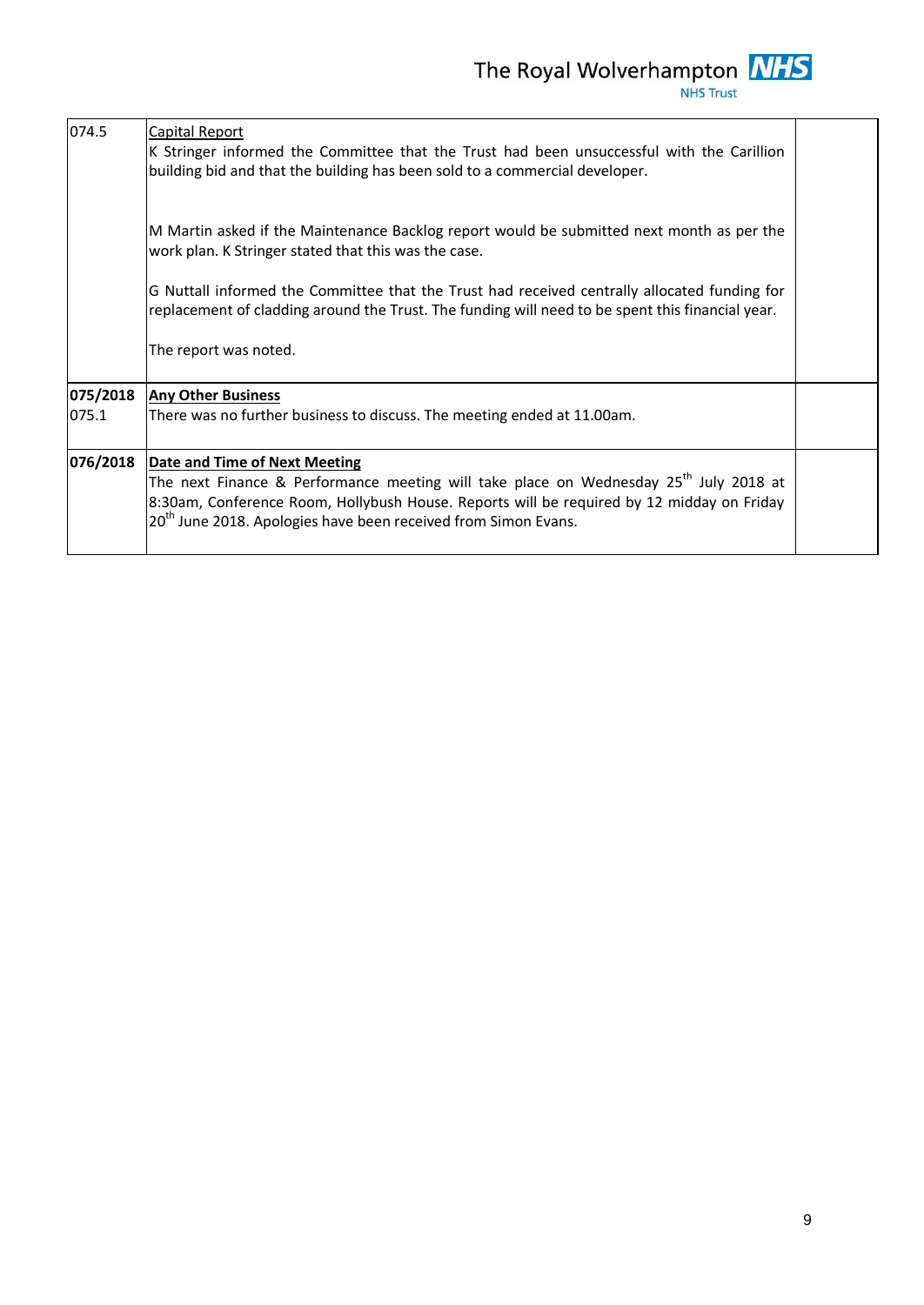| | | |
|---|---|---|
| 074.5 | <u>Capital Report</u><br>K Stringer informed the Committee that the Trust had been unsuccessful with the Carillion building bid and that the building has been sold to a commercial developer.<br><br>M Martin asked if the Maintenance Backlog report would be submitted next month as per the work plan. K Stringer stated that this was the case.<br><br>G Nuttall informed the Committee that the Trust had received centrally allocated funding for replacement of cladding around the Trust. The funding will need to be spent this financial year.<br><br>The report was noted. | |
| **075/2018**<br>075.1 | **<u>Any Other Business</u>**<br>There was no further business to discuss. The meeting ended at 11.00am. | |
| **076/2018** | **<u>Date and Time of Next Meeting</u>**<br>The next Finance & Performance meeting will take place on Wednesday 25th July 2018 at 8:30am, Conference Room, Hollybush House. Reports will be required by 12 midday on Friday 20th June 2018. Apologies have been received from Simon Evans. | |